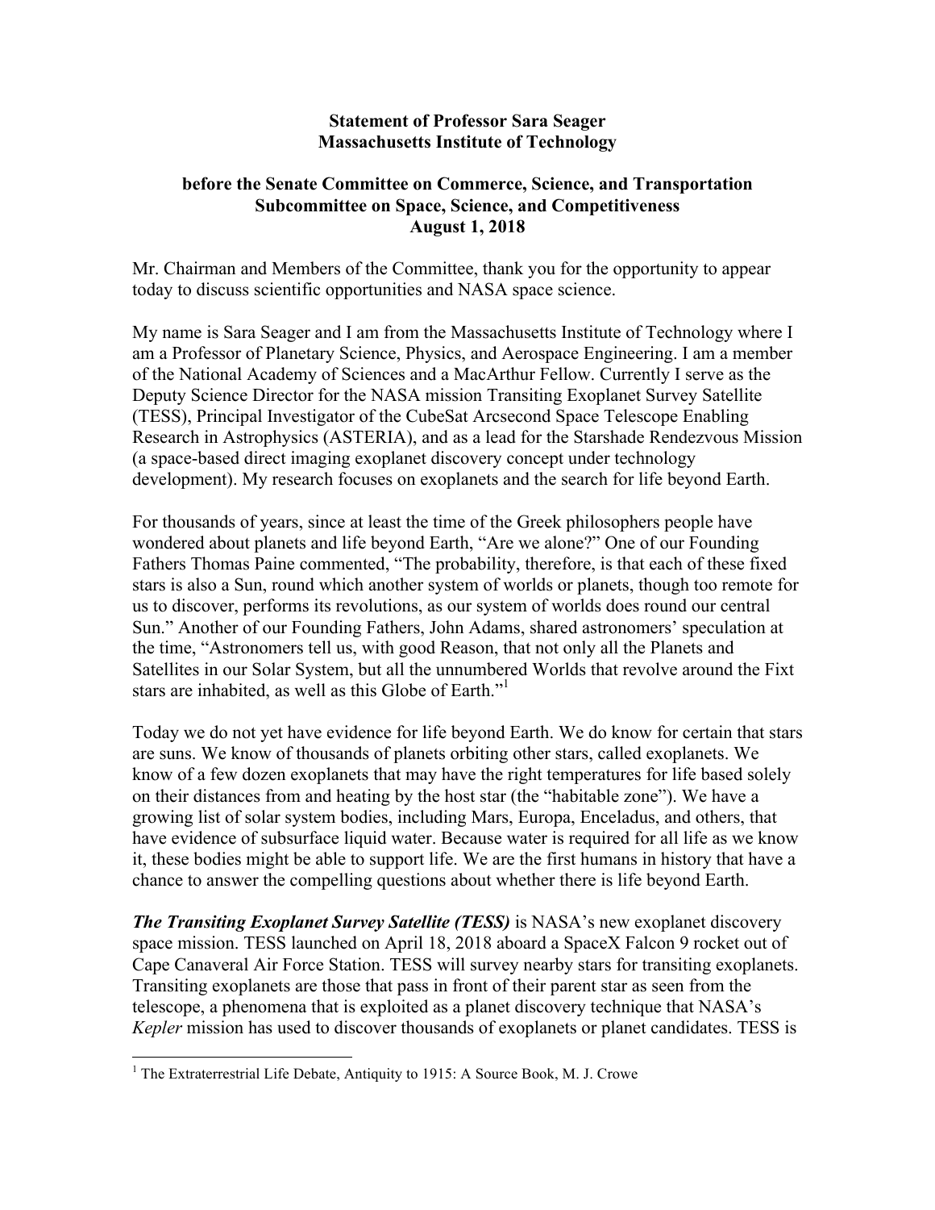**Statement of Professor Sara Seager**
**Massachusetts Institute of Technology**

**before the Senate Committee on Commerce, Science, and Transportation**
**Subcommittee on Space, Science, and Competitiveness**
**August 1, 2018**

Mr. Chairman and Members of the Committee, thank you for the opportunity to appear today to discuss scientific opportunities and NASA space science.

My name is Sara Seager and I am from the Massachusetts Institute of Technology where I am a Professor of Planetary Science, Physics, and Aerospace Engineering. I am a member of the National Academy of Sciences and a MacArthur Fellow. Currently I serve as the Deputy Science Director for the NASA mission Transiting Exoplanet Survey Satellite (TESS), Principal Investigator of the CubeSat Arcsecond Space Telescope Enabling Research in Astrophysics (ASTERIA), and as a lead for the Starshade Rendezvous Mission (a space-based direct imaging exoplanet discovery concept under technology development). My research focuses on exoplanets and the search for life beyond Earth.

For thousands of years, since at least the time of the Greek philosophers people have wondered about planets and life beyond Earth, "Are we alone?" One of our Founding Fathers Thomas Paine commented, "The probability, therefore, is that each of these fixed stars is also a Sun, round which another system of worlds or planets, though too remote for us to discover, performs its revolutions, as our system of worlds does round our central Sun." Another of our Founding Fathers, John Adams, shared astronomers' speculation at the time, "Astronomers tell us, with good Reason, that not only all the Planets and Satellites in our Solar System, but all the unnumbered Worlds that revolve around the Fixt stars are inhabited, as well as this Globe of Earth."[1]

Today we do not yet have evidence for life beyond Earth. We do know for certain that stars are suns. We know of thousands of planets orbiting other stars, called exoplanets. We know of a few dozen exoplanets that may have the right temperatures for life based solely on their distances from and heating by the host star (the "habitable zone"). We have a growing list of solar system bodies, including Mars, Europa, Enceladus, and others, that have evidence of subsurface liquid water. Because water is required for all life as we know it, these bodies might be able to support life. We are the first humans in history that have a chance to answer the compelling questions about whether there is life beyond Earth.

***The Transiting Exoplanet Survey Satellite (TESS)*** is NASA's new exoplanet discovery space mission. TESS launched on April 18, 2018 aboard a SpaceX Falcon 9 rocket out of Cape Canaveral Air Force Station. TESS will survey nearby stars for transiting exoplanets. Transiting exoplanets are those that pass in front of their parent star as seen from the telescope, a phenomena that is exploited as a planet discovery technique that NASA's *Kepler* mission has used to discover thousands of exoplanets or planet candidates. TESS is

---

[1] The Extraterrestrial Life Debate, Antiquity to 1915: A Source Book, M. J. Crowe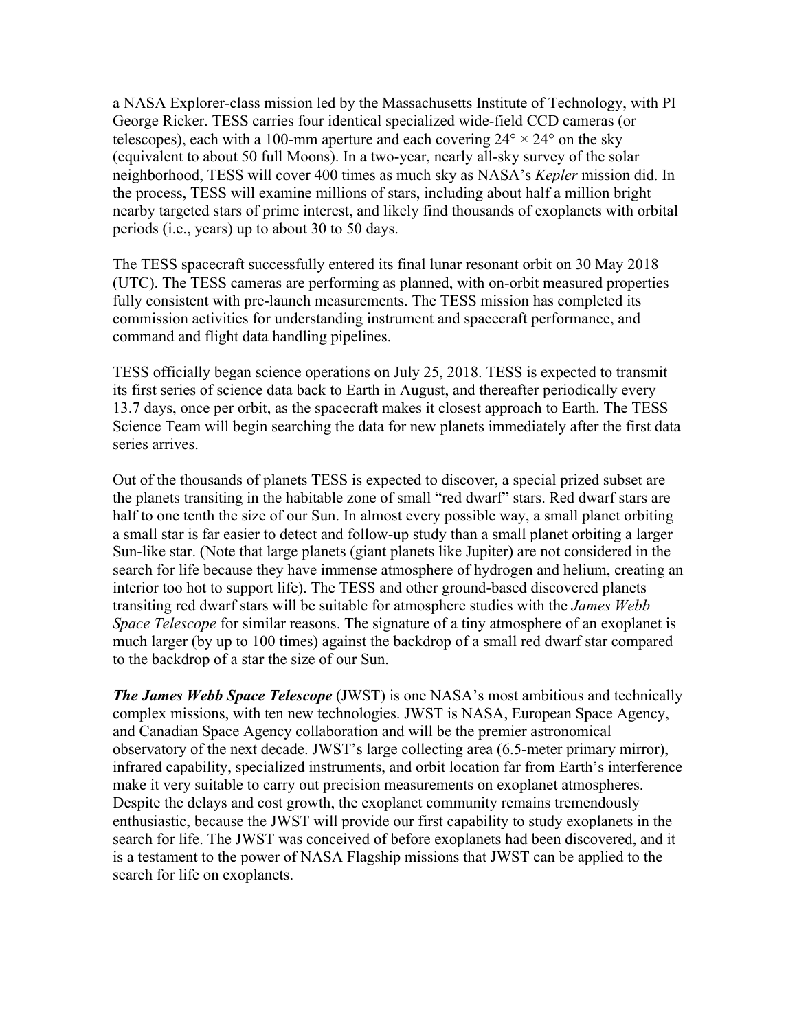a NASA Explorer-class mission led by the Massachusetts Institute of Technology, with PI George Ricker. TESS carries four identical specialized wide-field CCD cameras (or telescopes), each with a 100-mm aperture and each covering 24° × 24° on the sky (equivalent to about 50 full Moons). In a two-year, nearly all-sky survey of the solar neighborhood, TESS will cover 400 times as much sky as NASA's *Kepler* mission did. In the process, TESS will examine millions of stars, including about half a million bright nearby targeted stars of prime interest, and likely find thousands of exoplanets with orbital periods (i.e., years) up to about 30 to 50 days.

The TESS spacecraft successfully entered its final lunar resonant orbit on 30 May 2018 (UTC). The TESS cameras are performing as planned, with on-orbit measured properties fully consistent with pre-launch measurements. The TESS mission has completed its commission activities for understanding instrument and spacecraft performance, and command and flight data handling pipelines.

TESS officially began science operations on July 25, 2018. TESS is expected to transmit its first series of science data back to Earth in August, and thereafter periodically every 13.7 days, once per orbit, as the spacecraft makes it closest approach to Earth. The TESS Science Team will begin searching the data for new planets immediately after the first data series arrives.

Out of the thousands of planets TESS is expected to discover, a special prized subset are the planets transiting in the habitable zone of small "red dwarf" stars. Red dwarf stars are half to one tenth the size of our Sun. In almost every possible way, a small planet orbiting a small star is far easier to detect and follow-up study than a small planet orbiting a larger Sun-like star. (Note that large planets (giant planets like Jupiter) are not considered in the search for life because they have immense atmosphere of hydrogen and helium, creating an interior too hot to support life). The TESS and other ground-based discovered planets transiting red dwarf stars will be suitable for atmosphere studies with the *James Webb Space Telescope* for similar reasons. The signature of a tiny atmosphere of an exoplanet is much larger (by up to 100 times) against the backdrop of a small red dwarf star compared to the backdrop of a star the size of our Sun.

***The James Webb Space Telescope*** (JWST) is one NASA's most ambitious and technically complex missions, with ten new technologies. JWST is NASA, European Space Agency, and Canadian Space Agency collaboration and will be the premier astronomical observatory of the next decade. JWST's large collecting area (6.5-meter primary mirror), infrared capability, specialized instruments, and orbit location far from Earth's interference make it very suitable to carry out precision measurements on exoplanet atmospheres. Despite the delays and cost growth, the exoplanet community remains tremendously enthusiastic, because the JWST will provide our first capability to study exoplanets in the search for life. The JWST was conceived of before exoplanets had been discovered, and it is a testament to the power of NASA Flagship missions that JWST can be applied to the search for life on exoplanets.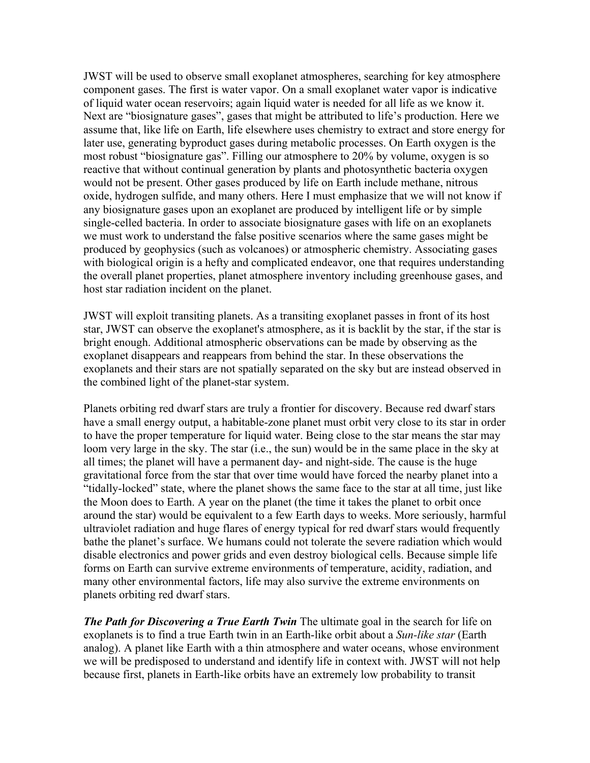JWST will be used to observe small exoplanet atmospheres, searching for key atmosphere component gases. The first is water vapor. On a small exoplanet water vapor is indicative of liquid water ocean reservoirs; again liquid water is needed for all life as we know it. Next are "biosignature gases", gases that might be attributed to life's production. Here we assume that, like life on Earth, life elsewhere uses chemistry to extract and store energy for later use, generating byproduct gases during metabolic processes. On Earth oxygen is the most robust "biosignature gas". Filling our atmosphere to 20% by volume, oxygen is so reactive that without continual generation by plants and photosynthetic bacteria oxygen would not be present. Other gases produced by life on Earth include methane, nitrous oxide, hydrogen sulfide, and many others. Here I must emphasize that we will not know if any biosignature gases upon an exoplanet are produced by intelligent life or by simple single-celled bacteria. In order to associate biosignature gases with life on an exoplanets we must work to understand the false positive scenarios where the same gases might be produced by geophysics (such as volcanoes) or atmospheric chemistry. Associating gases with biological origin is a hefty and complicated endeavor, one that requires understanding the overall planet properties, planet atmosphere inventory including greenhouse gases, and host star radiation incident on the planet.

JWST will exploit transiting planets. As a transiting exoplanet passes in front of its host star, JWST can observe the exoplanet's atmosphere, as it is backlit by the star, if the star is bright enough. Additional atmospheric observations can be made by observing as the exoplanet disappears and reappears from behind the star. In these observations the exoplanets and their stars are not spatially separated on the sky but are instead observed in the combined light of the planet-star system.

Planets orbiting red dwarf stars are truly a frontier for discovery. Because red dwarf stars have a small energy output, a habitable-zone planet must orbit very close to its star in order to have the proper temperature for liquid water. Being close to the star means the star may loom very large in the sky. The star (i.e., the sun) would be in the same place in the sky at all times; the planet will have a permanent day- and night-side. The cause is the huge gravitational force from the star that over time would have forced the nearby planet into a "tidally-locked" state, where the planet shows the same face to the star at all time, just like the Moon does to Earth. A year on the planet (the time it takes the planet to orbit once around the star) would be equivalent to a few Earth days to weeks. More seriously, harmful ultraviolet radiation and huge flares of energy typical for red dwarf stars would frequently bathe the planet's surface. We humans could not tolerate the severe radiation which would disable electronics and power grids and even destroy biological cells. Because simple life forms on Earth can survive extreme environments of temperature, acidity, radiation, and many other environmental factors, life may also survive the extreme environments on planets orbiting red dwarf stars.

***The Path for Discovering a True Earth Twin*** The ultimate goal in the search for life on exoplanets is to find a true Earth twin in an Earth-like orbit about a *Sun-like star* (Earth analog). A planet like Earth with a thin atmosphere and water oceans, whose environment we will be predisposed to understand and identify life in context with. JWST will not help because first, planets in Earth-like orbits have an extremely low probability to transit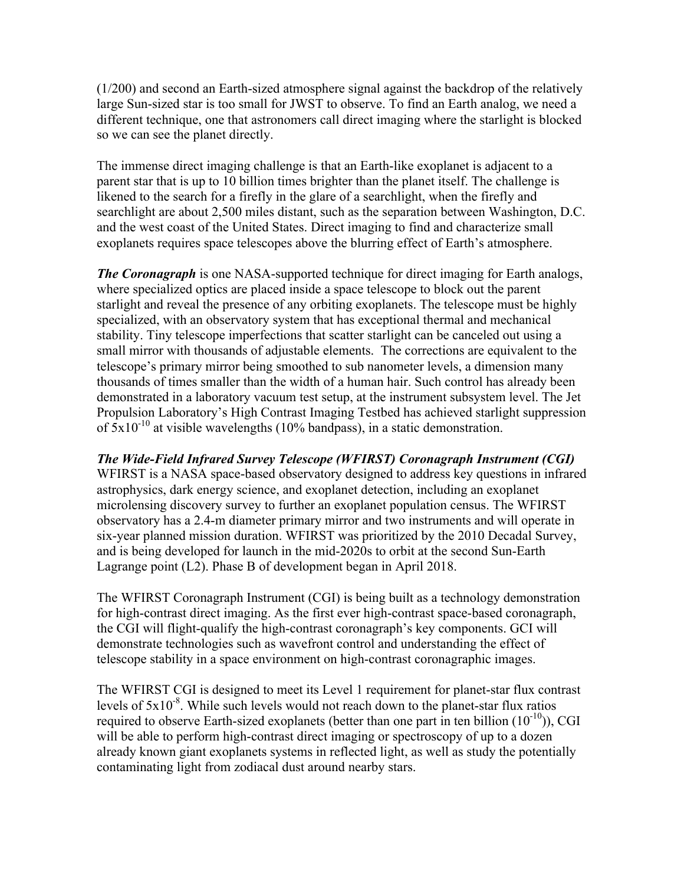(1/200) and second an Earth-sized atmosphere signal against the backdrop of the relatively large Sun-sized star is too small for JWST to observe. To find an Earth analog, we need a different technique, one that astronomers call direct imaging where the starlight is blocked so we can see the planet directly.

The immense direct imaging challenge is that an Earth-like exoplanet is adjacent to a parent star that is up to 10 billion times brighter than the planet itself. The challenge is likened to the search for a firefly in the glare of a searchlight, when the firefly and searchlight are about 2,500 miles distant, such as the separation between Washington, D.C. and the west coast of the United States. Direct imaging to find and characterize small exoplanets requires space telescopes above the blurring effect of Earth's atmosphere.

***The Coronagraph*** is one NASA-supported technique for direct imaging for Earth analogs, where specialized optics are placed inside a space telescope to block out the parent starlight and reveal the presence of any orbiting exoplanets. The telescope must be highly specialized, with an observatory system that has exceptional thermal and mechanical stability. Tiny telescope imperfections that scatter starlight can be canceled out using a small mirror with thousands of adjustable elements. The corrections are equivalent to the telescope's primary mirror being smoothed to sub nanometer levels, a dimension many thousands of times smaller than the width of a human hair. Such control has already been demonstrated in a laboratory vacuum test setup, at the instrument subsystem level. The Jet Propulsion Laboratory's High Contrast Imaging Testbed has achieved starlight suppression of $5 \times 10^{-10}$ at visible wavelengths (10% bandpass), in a static demonstration.

***The Wide-Field Infrared Survey Telescope (WFIRST) Coronagraph Instrument (CGI)***
WFIRST is a NASA space-based observatory designed to address key questions in infrared astrophysics, dark energy science, and exoplanet detection, including an exoplanet microlensing discovery survey to further an exoplanet population census. The WFIRST observatory has a 2.4-m diameter primary mirror and two instruments and will operate in six-year planned mission duration. WFIRST was prioritized by the 2010 Decadal Survey, and is being developed for launch in the mid-2020s to orbit at the second Sun-Earth Lagrange point (L2). Phase B of development began in April 2018.

The WFIRST Coronagraph Instrument (CGI) is being built as a technology demonstration for high-contrast direct imaging. As the first ever high-contrast space-based coronagraph, the CGI will flight-qualify the high-contrast coronagraph's key components. GCI will demonstrate technologies such as wavefront control and understanding the effect of telescope stability in a space environment on high-contrast coronagraphic images.

The WFIRST CGI is designed to meet its Level 1 requirement for planet-star flux contrast levels of $5 \times 10^{-8}$. While such levels would not reach down to the planet-star flux ratios required to observe Earth-sized exoplanets (better than one part in ten billion ($10^{-10}$)), CGI will be able to perform high-contrast direct imaging or spectroscopy of up to a dozen already known giant exoplanets systems in reflected light, as well as study the potentially contaminating light from zodiacal dust around nearby stars.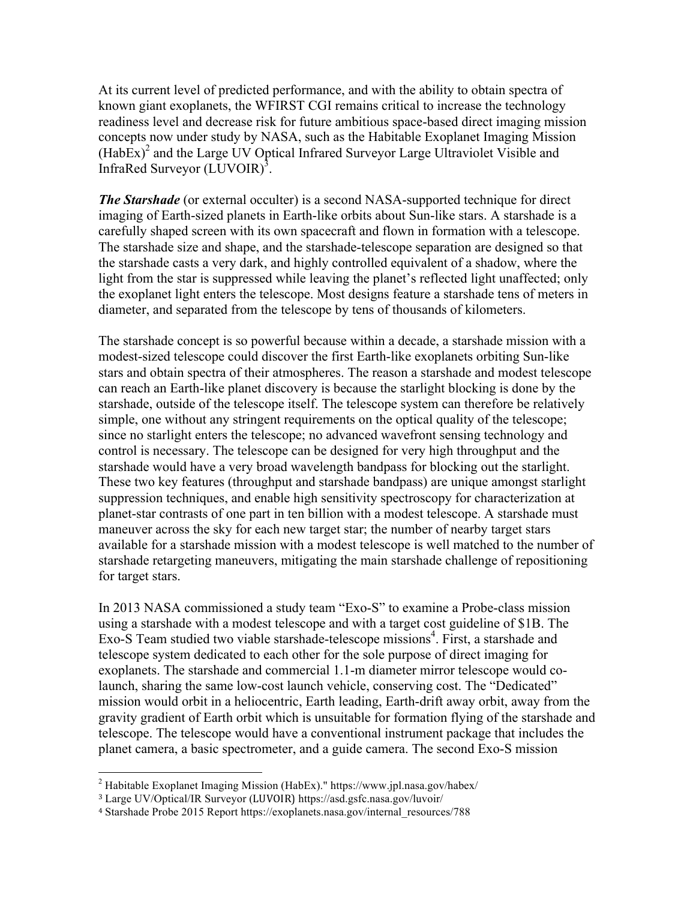At its current level of predicted performance, and with the ability to obtain spectra of known giant exoplanets, the WFIRST CGI remains critical to increase the technology readiness level and decrease risk for future ambitious space-based direct imaging mission concepts now under study by NASA, such as the Habitable Exoplanet Imaging Mission (HabEx)[2] and the Large UV Optical Infrared Surveyor Large Ultraviolet Visible and InfraRed Surveyor (LUVOIR)[3].

***The Starshade*** (or external occulter) is a second NASA-supported technique for direct imaging of Earth-sized planets in Earth-like orbits about Sun-like stars. A starshade is a carefully shaped screen with its own spacecraft and flown in formation with a telescope. The starshade size and shape, and the starshade-telescope separation are designed so that the starshade casts a very dark, and highly controlled equivalent of a shadow, where the light from the star is suppressed while leaving the planet's reflected light unaffected; only the exoplanet light enters the telescope. Most designs feature a starshade tens of meters in diameter, and separated from the telescope by tens of thousands of kilometers.

The starshade concept is so powerful because within a decade, a starshade mission with a modest-sized telescope could discover the first Earth-like exoplanets orbiting Sun-like stars and obtain spectra of their atmospheres. The reason a starshade and modest telescope can reach an Earth-like planet discovery is because the starlight blocking is done by the starshade, outside of the telescope itself. The telescope system can therefore be relatively simple, one without any stringent requirements on the optical quality of the telescope; since no starlight enters the telescope; no advanced wavefront sensing technology and control is necessary. The telescope can be designed for very high throughput and the starshade would have a very broad wavelength bandpass for blocking out the starlight. These two key features (throughput and starshade bandpass) are unique amongst starlight suppression techniques, and enable high sensitivity spectroscopy for characterization at planet-star contrasts of one part in ten billion with a modest telescope. A starshade must maneuver across the sky for each new target star; the number of nearby target stars available for a starshade mission with a modest telescope is well matched to the number of starshade retargeting maneuvers, mitigating the main starshade challenge of repositioning for target stars.

In 2013 NASA commissioned a study team "Exo-S" to examine a Probe-class mission using a starshade with a modest telescope and with a target cost guideline of $1B. The Exo-S Team studied two viable starshade-telescope missions[4]. First, a starshade and telescope system dedicated to each other for the sole purpose of direct imaging for exoplanets. The starshade and commercial 1.1-m diameter mirror telescope would co-launch, sharing the same low-cost launch vehicle, conserving cost. The "Dedicated" mission would orbit in a heliocentric, Earth leading, Earth-drift away orbit, away from the gravity gradient of Earth orbit which is unsuitable for formation flying of the starshade and telescope. The telescope would have a conventional instrument package that includes the planet camera, a basic spectrometer, and a guide camera. The second Exo-S mission

---

[2] Habitable Exoplanet Imaging Mission (HabEx)." https://www.jpl.nasa.gov/habex/

[3] Large UV/Optical/IR Surveyor (LUVOIR) https://asd.gsfc.nasa.gov/luvoir/

[4] Starshade Probe 2015 Report https://exoplanets.nasa.gov/internal_resources/788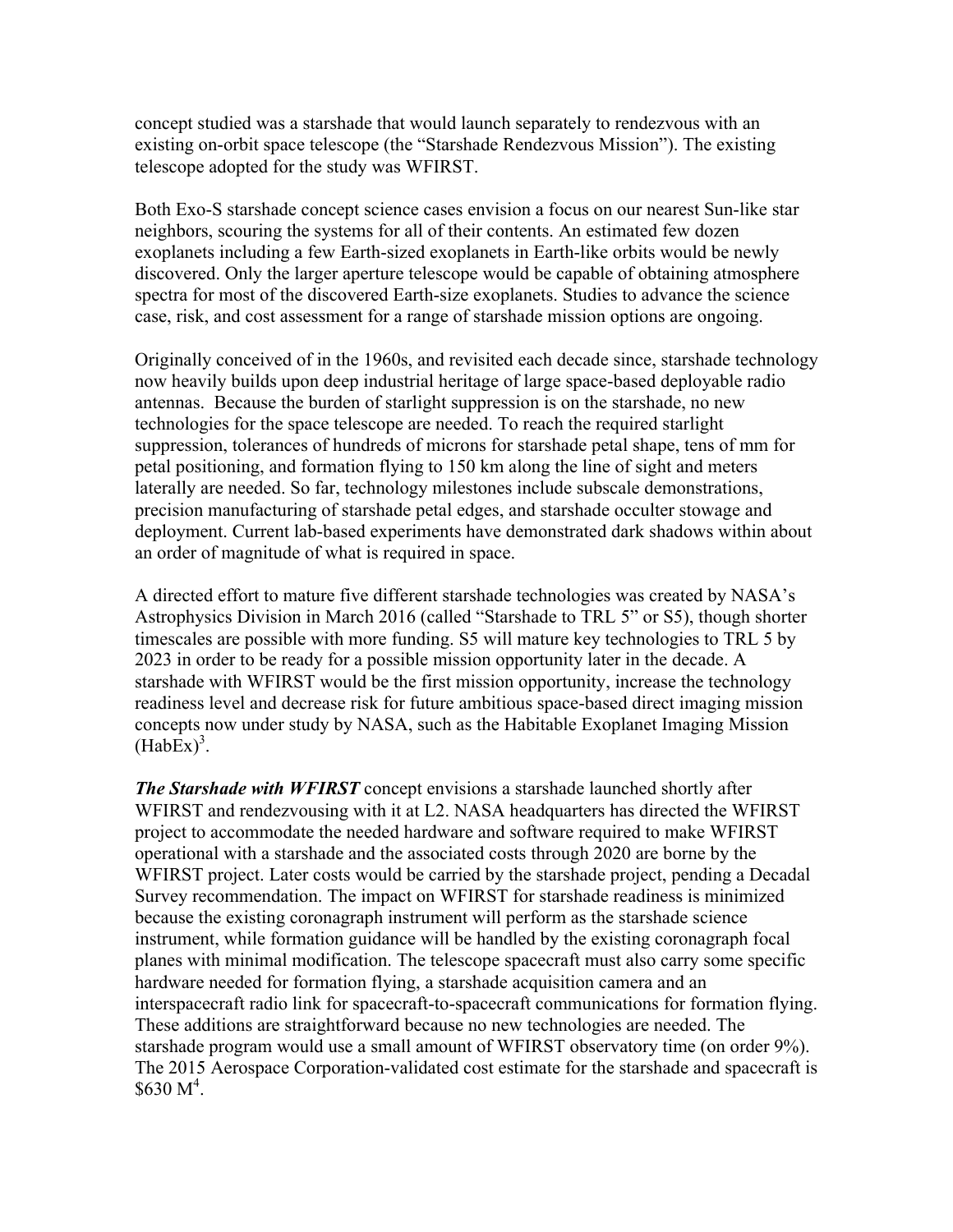concept studied was a starshade that would launch separately to rendezvous with an existing on-orbit space telescope (the "Starshade Rendezvous Mission"). The existing telescope adopted for the study was WFIRST.

Both Exo-S starshade concept science cases envision a focus on our nearest Sun-like star neighbors, scouring the systems for all of their contents. An estimated few dozen exoplanets including a few Earth-sized exoplanets in Earth-like orbits would be newly discovered. Only the larger aperture telescope would be capable of obtaining atmosphere spectra for most of the discovered Earth-size exoplanets. Studies to advance the science case, risk, and cost assessment for a range of starshade mission options are ongoing.

Originally conceived of in the 1960s, and revisited each decade since, starshade technology now heavily builds upon deep industrial heritage of large space-based deployable radio antennas. Because the burden of starlight suppression is on the starshade, no new technologies for the space telescope are needed. To reach the required starlight suppression, tolerances of hundreds of microns for starshade petal shape, tens of mm for petal positioning, and formation flying to 150 km along the line of sight and meters laterally are needed. So far, technology milestones include subscale demonstrations, precision manufacturing of starshade petal edges, and starshade occulter stowage and deployment. Current lab-based experiments have demonstrated dark shadows within about an order of magnitude of what is required in space.

A directed effort to mature five different starshade technologies was created by NASA's Astrophysics Division in March 2016 (called "Starshade to TRL 5" or S5), though shorter timescales are possible with more funding. S5 will mature key technologies to TRL 5 by 2023 in order to be ready for a possible mission opportunity later in the decade. A starshade with WFIRST would be the first mission opportunity, increase the technology readiness level and decrease risk for future ambitious space-based direct imaging mission concepts now under study by NASA, such as the Habitable Exoplanet Imaging Mission (HabEx)[3].

***The Starshade with WFIRST*** concept envisions a starshade launched shortly after WFIRST and rendezvousing with it at L2. NASA headquarters has directed the WFIRST project to accommodate the needed hardware and software required to make WFIRST operational with a starshade and the associated costs through 2020 are borne by the WFIRST project. Later costs would be carried by the starshade project, pending a Decadal Survey recommendation. The impact on WFIRST for starshade readiness is minimized because the existing coronagraph instrument will perform as the starshade science instrument, while formation guidance will be handled by the existing coronagraph focal planes with minimal modification. The telescope spacecraft must also carry some specific hardware needed for formation flying, a starshade acquisition camera and an interspacecraft radio link for spacecraft-to-spacecraft communications for formation flying. These additions are straightforward because no new technologies are needed. The starshade program would use a small amount of WFIRST observatory time (on order 9%). The 2015 Aerospace Corporation-validated cost estimate for the starshade and spacecraft is $630 M[4].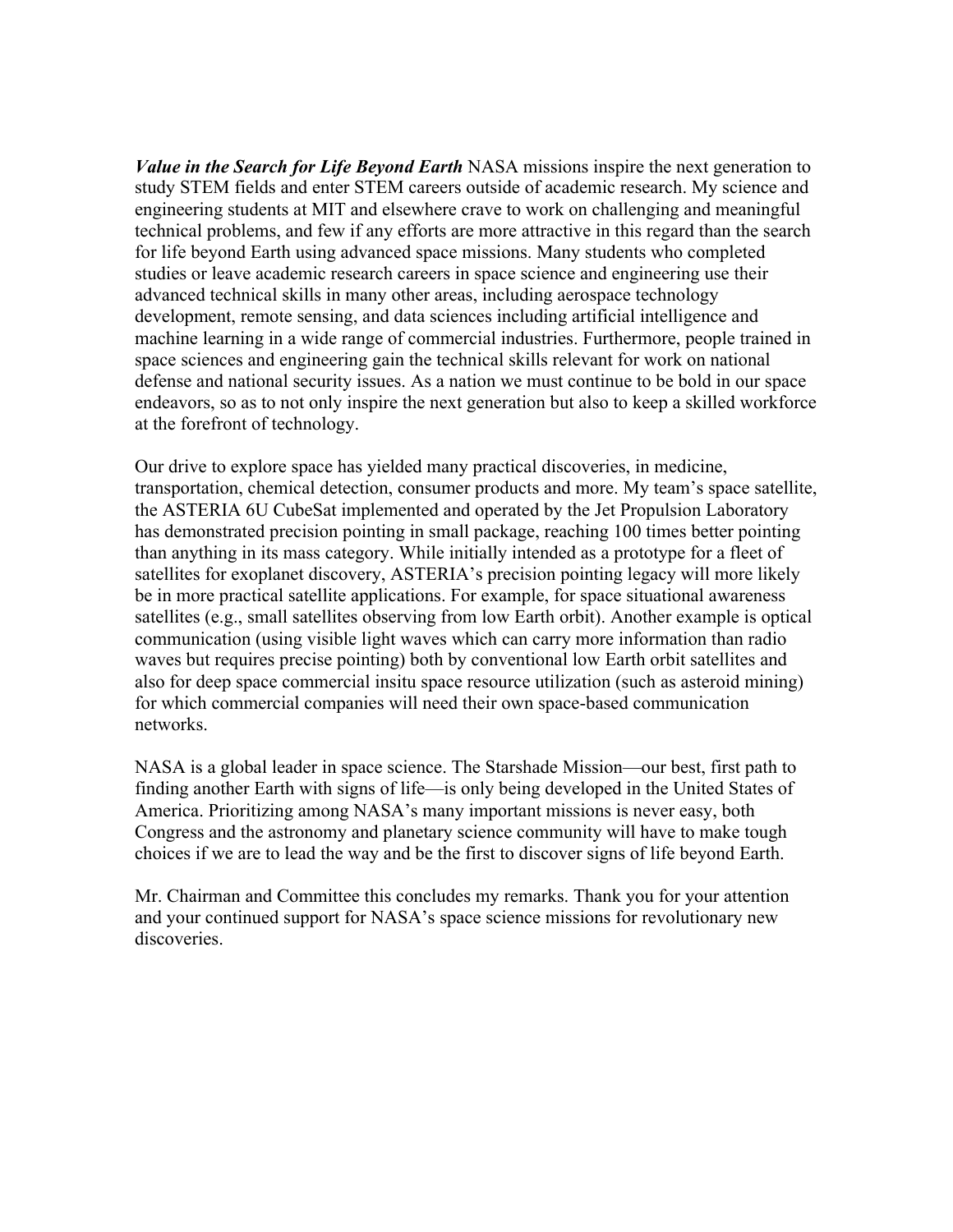***Value in the Search for Life Beyond Earth*** NASA missions inspire the next generation to study STEM fields and enter STEM careers outside of academic research. My science and engineering students at MIT and elsewhere crave to work on challenging and meaningful technical problems, and few if any efforts are more attractive in this regard than the search for life beyond Earth using advanced space missions. Many students who completed studies or leave academic research careers in space science and engineering use their advanced technical skills in many other areas, including aerospace technology development, remote sensing, and data sciences including artificial intelligence and machine learning in a wide range of commercial industries. Furthermore, people trained in space sciences and engineering gain the technical skills relevant for work on national defense and national security issues. As a nation we must continue to be bold in our space endeavors, so as to not only inspire the next generation but also to keep a skilled workforce at the forefront of technology.

Our drive to explore space has yielded many practical discoveries, in medicine, transportation, chemical detection, consumer products and more. My team's space satellite, the ASTERIA 6U CubeSat implemented and operated by the Jet Propulsion Laboratory has demonstrated precision pointing in small package, reaching 100 times better pointing than anything in its mass category. While initially intended as a prototype for a fleet of satellites for exoplanet discovery, ASTERIA's precision pointing legacy will more likely be in more practical satellite applications. For example, for space situational awareness satellites (e.g., small satellites observing from low Earth orbit). Another example is optical communication (using visible light waves which can carry more information than radio waves but requires precise pointing) both by conventional low Earth orbit satellites and also for deep space commercial insitu space resource utilization (such as asteroid mining) for which commercial companies will need their own space-based communication networks.

NASA is a global leader in space science. The Starshade Mission—our best, first path to finding another Earth with signs of life—is only being developed in the United States of America. Prioritizing among NASA's many important missions is never easy, both Congress and the astronomy and planetary science community will have to make tough choices if we are to lead the way and be the first to discover signs of life beyond Earth.

Mr. Chairman and Committee this concludes my remarks. Thank you for your attention and your continued support for NASA's space science missions for revolutionary new discoveries.